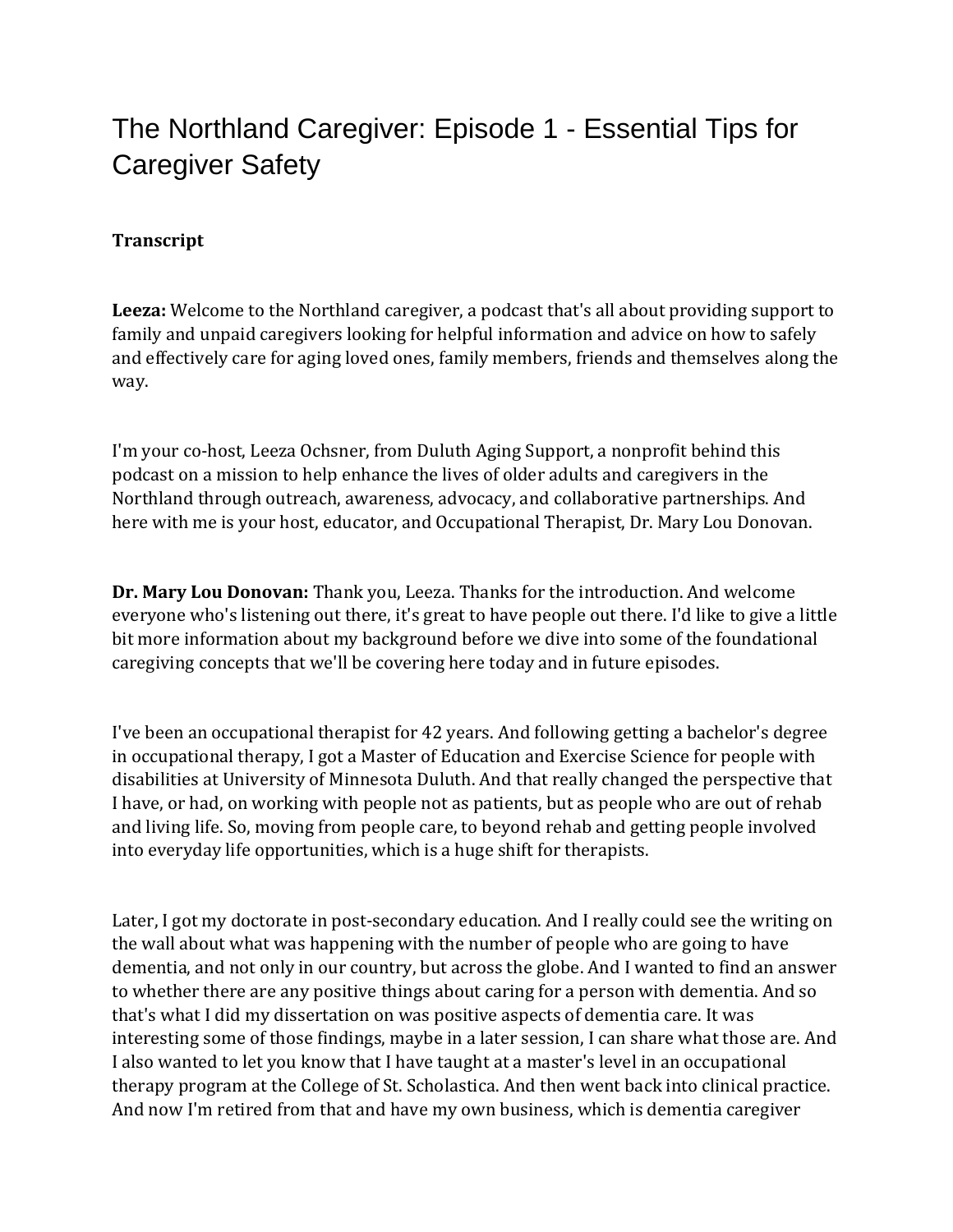# The Northland Caregiver: Episode 1 - Essential Tips for Caregiver Safety

**Transcript**

**Leeza:** Welcome to the Northland caregiver, a podcast that's all about providing support to family and unpaid caregivers looking for helpful information and advice on how to safely and effectively care for aging loved ones, family members, friends and themselves along the way.

I'm your co-host, Leeza Ochsner, from Duluth Aging Support, a nonprofit behind this podcast on a mission to help enhance the lives of older adults and caregivers in the Northland through outreach, awareness, advocacy, and collaborative partnerships. And here with me is your host, educator, and Occupational Therapist, Dr. Mary Lou Donovan.

**Dr. Mary Lou Donovan:** Thank you, Leeza. Thanks for the introduction. And welcome everyone who's listening out there, it's great to have people out there. I'd like to give a little bit more information about my background before we dive into some of the foundational caregiving concepts that we'll be covering here today and in future episodes.

I've been an occupational therapist for 42 years. And following getting a bachelor's degree in occupational therapy, I got a Master of Education and Exercise Science for people with disabilities at University of Minnesota Duluth. And that really changed the perspective that I have, or had, on working with people not as patients, but as people who are out of rehab and living life. So, moving from people care, to beyond rehab and getting people involved into everyday life opportunities, which is a huge shift for therapists.

Later, I got my doctorate in post-secondary education. And I really could see the writing on the wall about what was happening with the number of people who are going to have dementia, and not only in our country, but across the globe. And I wanted to find an answer to whether there are any positive things about caring for a person with dementia. And so that's what I did my dissertation on was positive aspects of dementia care. It was interesting some of those findings, maybe in a later session, I can share what those are. And I also wanted to let you know that I have taught at a master's level in an occupational therapy program at the College of St. Scholastica. And then went back into clinical practice. And now I'm retired from that and have my own business, which is dementia caregiver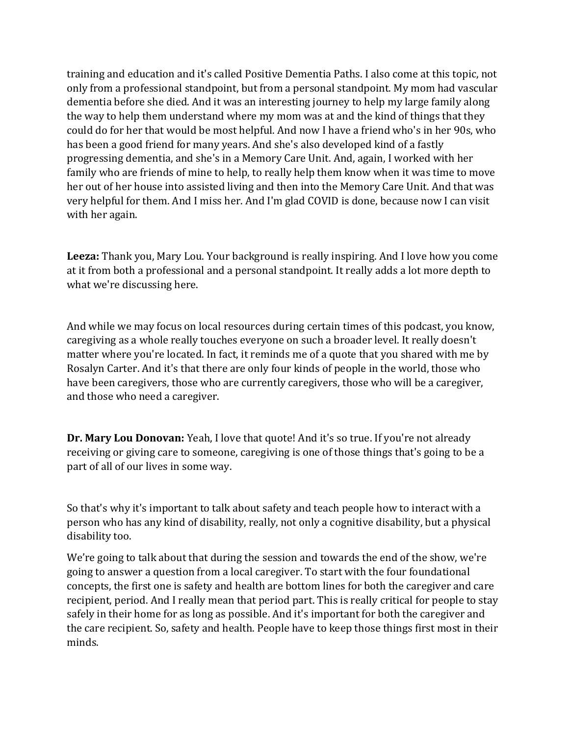training and education and it's called Positive Dementia Paths. I also come at this topic, not only from a professional standpoint, but from a personal standpoint. My mom had vascular dementia before she died. And it was an interesting journey to help my large family along the way to help them understand where my mom was at and the kind of things that they could do for her that would be most helpful. And now I have a friend who's in her 90s, who has been a good friend for many years. And she's also developed kind of a fastly progressing dementia, and she's in a Memory Care Unit. And, again, I worked with her family who are friends of mine to help, to really help them know when it was time to move her out of her house into assisted living and then into the Memory Care Unit. And that was very helpful for them. And I miss her. And I'm glad COVID is done, because now I can visit with her again.

**Leeza:** Thank you, Mary Lou. Your background is really inspiring. And I love how you come at it from both a professional and a personal standpoint. It really adds a lot more depth to what we're discussing here.

And while we may focus on local resources during certain times of this podcast, you know, caregiving as a whole really touches everyone on such a broader level. It really doesn't matter where you're located. In fact, it reminds me of a quote that you shared with me by Rosalyn Carter. And it's that there are only four kinds of people in the world, those who have been caregivers, those who are currently caregivers, those who will be a caregiver, and those who need a caregiver.

**Dr. Mary Lou Donovan:** Yeah, I love that quote! And it's so true. If you're not already receiving or giving care to someone, caregiving is one of those things that's going to be a part of all of our lives in some way.

So that's why it's important to talk about safety and teach people how to interact with a person who has any kind of disability, really, not only a cognitive disability, but a physical disability too.

We're going to talk about that during the session and towards the end of the show, we're going to answer a question from a local caregiver. To start with the four foundational concepts, the first one is safety and health are bottom lines for both the caregiver and care recipient, period. And I really mean that period part. This is really critical for people to stay safely in their home for as long as possible. And it's important for both the caregiver and the care recipient. So, safety and health. People have to keep those things first most in their minds.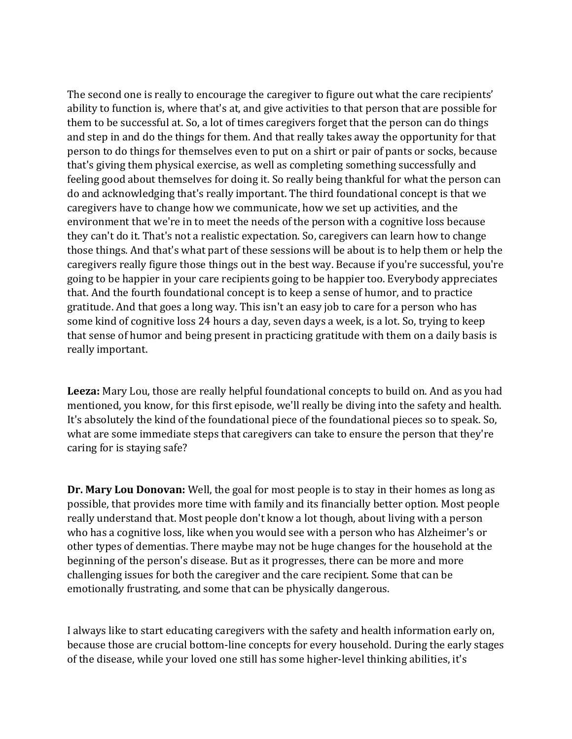The second one is really to encourage the caregiver to figure out what the care recipients' ability to function is, where that's at, and give activities to that person that are possible for them to be successful at. So, a lot of times caregivers forget that the person can do things and step in and do the things for them. And that really takes away the opportunity for that person to do things for themselves even to put on a shirt or pair of pants or socks, because that's giving them physical exercise, as well as completing something successfully and feeling good about themselves for doing it. So really being thankful for what the person can do and acknowledging that's really important. The third foundational concept is that we caregivers have to change how we communicate, how we set up activities, and the environment that we're in to meet the needs of the person with a cognitive loss because they can't do it. That's not a realistic expectation. So, caregivers can learn how to change those things. And that's what part of these sessions will be about is to help them or help the caregivers really figure those things out in the best way. Because if you're successful, you're going to be happier in your care recipients going to be happier too. Everybody appreciates that. And the fourth foundational concept is to keep a sense of humor, and to practice gratitude. And that goes a long way. This isn't an easy job to care for a person who has some kind of cognitive loss 24 hours a day, seven days a week, is a lot. So, trying to keep that sense of humor and being present in practicing gratitude with them on a daily basis is really important.

**Leeza:** Mary Lou, those are really helpful foundational concepts to build on. And as you had mentioned, you know, for this first episode, we'll really be diving into the safety and health. It's absolutely the kind of the foundational piece of the foundational pieces so to speak. So, what are some immediate steps that caregivers can take to ensure the person that they're caring for is staying safe?

**Dr. Mary Lou Donovan:** Well, the goal for most people is to stay in their homes as long as possible, that provides more time with family and its financially better option. Most people really understand that. Most people don't know a lot though, about living with a person who has a cognitive loss, like when you would see with a person who has Alzheimer's or other types of dementias. There maybe may not be huge changes for the household at the beginning of the person's disease. But as it progresses, there can be more and more challenging issues for both the caregiver and the care recipient. Some that can be emotionally frustrating, and some that can be physically dangerous.

I always like to start educating caregivers with the safety and health information early on, because those are crucial bottom-line concepts for every household. During the early stages of the disease, while your loved one still has some higher-level thinking abilities, it's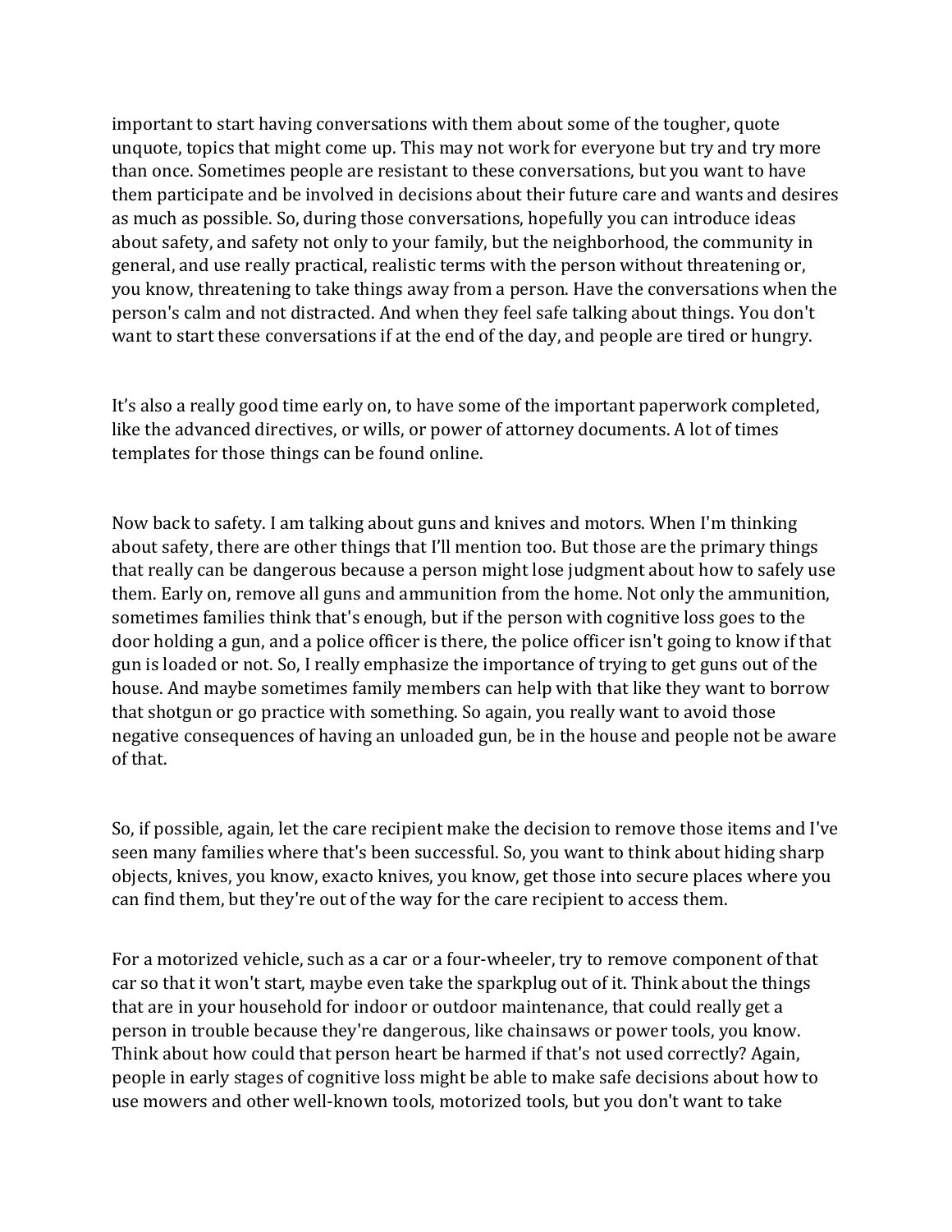important to start having conversations with them about some of the tougher, quote unquote, topics that might come up. This may not work for everyone but try and try more than once. Sometimes people are resistant to these conversations, but you want to have them participate and be involved in decisions about their future care and wants and desires as much as possible. So, during those conversations, hopefully you can introduce ideas about safety, and safety not only to your family, but the neighborhood, the community in general, and use really practical, realistic terms with the person without threatening or, you know, threatening to take things away from a person. Have the conversations when the person's calm and not distracted. And when they feel safe talking about things. You don't want to start these conversations if at the end of the day, and people are tired or hungry.

It's also a really good time early on, to have some of the important paperwork completed, like the advanced directives, or wills, or power of attorney documents. A lot of times templates for those things can be found online.

Now back to safety. I am talking about guns and knives and motors. When I'm thinking about safety, there are other things that I'll mention too. But those are the primary things that really can be dangerous because a person might lose judgment about how to safely use them. Early on, remove all guns and ammunition from the home. Not only the ammunition, sometimes families think that's enough, but if the person with cognitive loss goes to the door holding a gun, and a police officer is there, the police officer isn't going to know if that gun is loaded or not. So, I really emphasize the importance of trying to get guns out of the house. And maybe sometimes family members can help with that like they want to borrow that shotgun or go practice with something. So again, you really want to avoid those negative consequences of having an unloaded gun, be in the house and people not be aware of that.

So, if possible, again, let the care recipient make the decision to remove those items and I've seen many families where that's been successful. So, you want to think about hiding sharp objects, knives, you know, exacto knives, you know, get those into secure places where you can find them, but they're out of the way for the care recipient to access them.

For a motorized vehicle, such as a car or a four-wheeler, try to remove component of that car so that it won't start, maybe even take the sparkplug out of it. Think about the things that are in your household for indoor or outdoor maintenance, that could really get a person in trouble because they're dangerous, like chainsaws or power tools, you know. Think about how could that person heart be harmed if that's not used correctly? Again, people in early stages of cognitive loss might be able to make safe decisions about how to use mowers and other well-known tools, motorized tools, but you don't want to take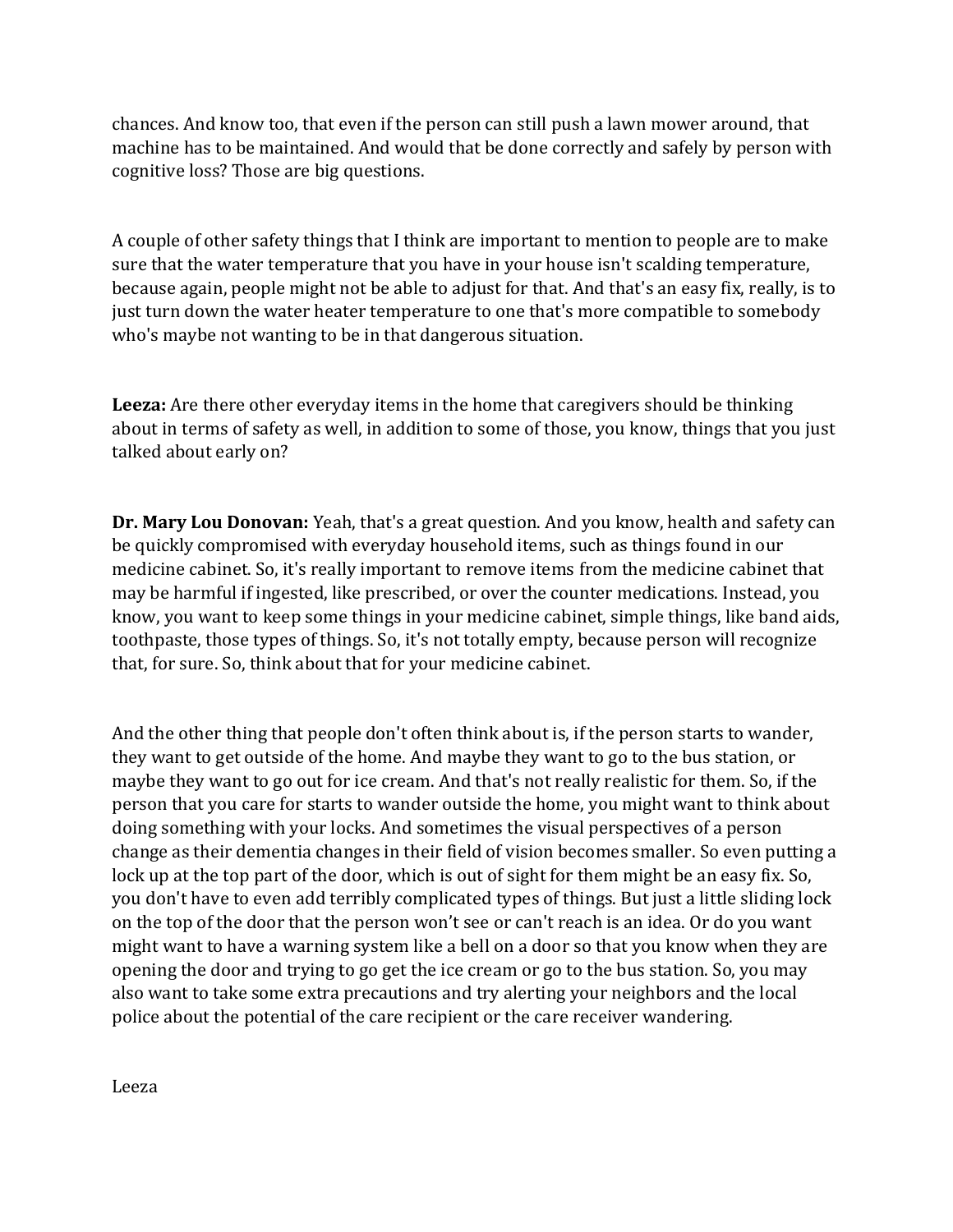chances. And know too, that even if the person can still push a lawn mower around, that machine has to be maintained. And would that be done correctly and safely by person with cognitive loss? Those are big questions.

A couple of other safety things that I think are important to mention to people are to make sure that the water temperature that you have in your house isn't scalding temperature, because again, people might not be able to adjust for that. And that's an easy fix, really, is to just turn down the water heater temperature to one that's more compatible to somebody who's maybe not wanting to be in that dangerous situation.

**Leeza:** Are there other everyday items in the home that caregivers should be thinking about in terms of safety as well, in addition to some of those, you know, things that you just talked about early on?

**Dr. Mary Lou Donovan:** Yeah, that's a great question. And you know, health and safety can be quickly compromised with everyday household items, such as things found in our medicine cabinet. So, it's really important to remove items from the medicine cabinet that may be harmful if ingested, like prescribed, or over the counter medications. Instead, you know, you want to keep some things in your medicine cabinet, simple things, like band aids, toothpaste, those types of things. So, it's not totally empty, because person will recognize that, for sure. So, think about that for your medicine cabinet.

And the other thing that people don't often think about is, if the person starts to wander, they want to get outside of the home. And maybe they want to go to the bus station, or maybe they want to go out for ice cream. And that's not really realistic for them. So, if the person that you care for starts to wander outside the home, you might want to think about doing something with your locks. And sometimes the visual perspectives of a person change as their dementia changes in their field of vision becomes smaller. So even putting a lock up at the top part of the door, which is out of sight for them might be an easy fix. So, you don't have to even add terribly complicated types of things. But just a little sliding lock on the top of the door that the person won't see or can't reach is an idea. Or do you want might want to have a warning system like a bell on a door so that you know when they are opening the door and trying to go get the ice cream or go to the bus station. So, you may also want to take some extra precautions and try alerting your neighbors and the local police about the potential of the care recipient or the care receiver wandering.

Leeza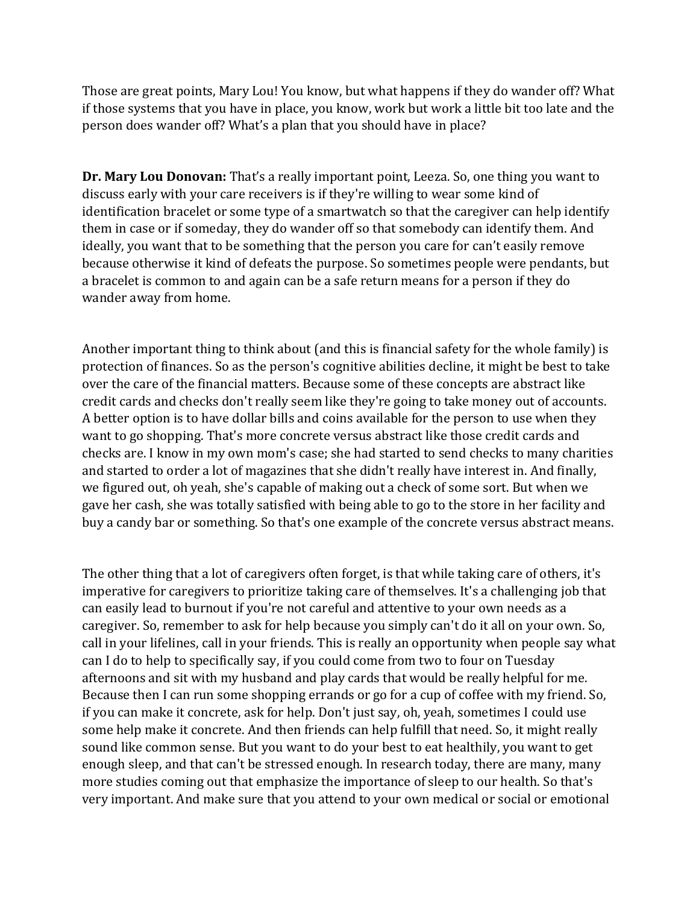Those are great points, Mary Lou! You know, but what happens if they do wander off? What if those systems that you have in place, you know, work but work a little bit too late and the person does wander off? What's a plan that you should have in place?

**Dr. Mary Lou Donovan:** That's a really important point, Leeza. So, one thing you want to discuss early with your care receivers is if they're willing to wear some kind of identification bracelet or some type of a smartwatch so that the caregiver can help identify them in case or if someday, they do wander off so that somebody can identify them. And ideally, you want that to be something that the person you care for can't easily remove because otherwise it kind of defeats the purpose. So sometimes people were pendants, but a bracelet is common to and again can be a safe return means for a person if they do wander away from home.

Another important thing to think about (and this is financial safety for the whole family) is protection of finances. So as the person's cognitive abilities decline, it might be best to take over the care of the financial matters. Because some of these concepts are abstract like credit cards and checks don't really seem like they're going to take money out of accounts. A better option is to have dollar bills and coins available for the person to use when they want to go shopping. That's more concrete versus abstract like those credit cards and checks are. I know in my own mom's case; she had started to send checks to many charities and started to order a lot of magazines that she didn't really have interest in. And finally, we figured out, oh yeah, she's capable of making out a check of some sort. But when we gave her cash, she was totally satisfied with being able to go to the store in her facility and buy a candy bar or something. So that's one example of the concrete versus abstract means.

The other thing that a lot of caregivers often forget, is that while taking care of others, it's imperative for caregivers to prioritize taking care of themselves. It's a challenging job that can easily lead to burnout if you're not careful and attentive to your own needs as a caregiver. So, remember to ask for help because you simply can't do it all on your own. So, call in your lifelines, call in your friends. This is really an opportunity when people say what can I do to help to specifically say, if you could come from two to four on Tuesday afternoons and sit with my husband and play cards that would be really helpful for me. Because then I can run some shopping errands or go for a cup of coffee with my friend. So, if you can make it concrete, ask for help. Don't just say, oh, yeah, sometimes I could use some help make it concrete. And then friends can help fulfill that need. So, it might really sound like common sense. But you want to do your best to eat healthily, you want to get enough sleep, and that can't be stressed enough. In research today, there are many, many more studies coming out that emphasize the importance of sleep to our health. So that's very important. And make sure that you attend to your own medical or social or emotional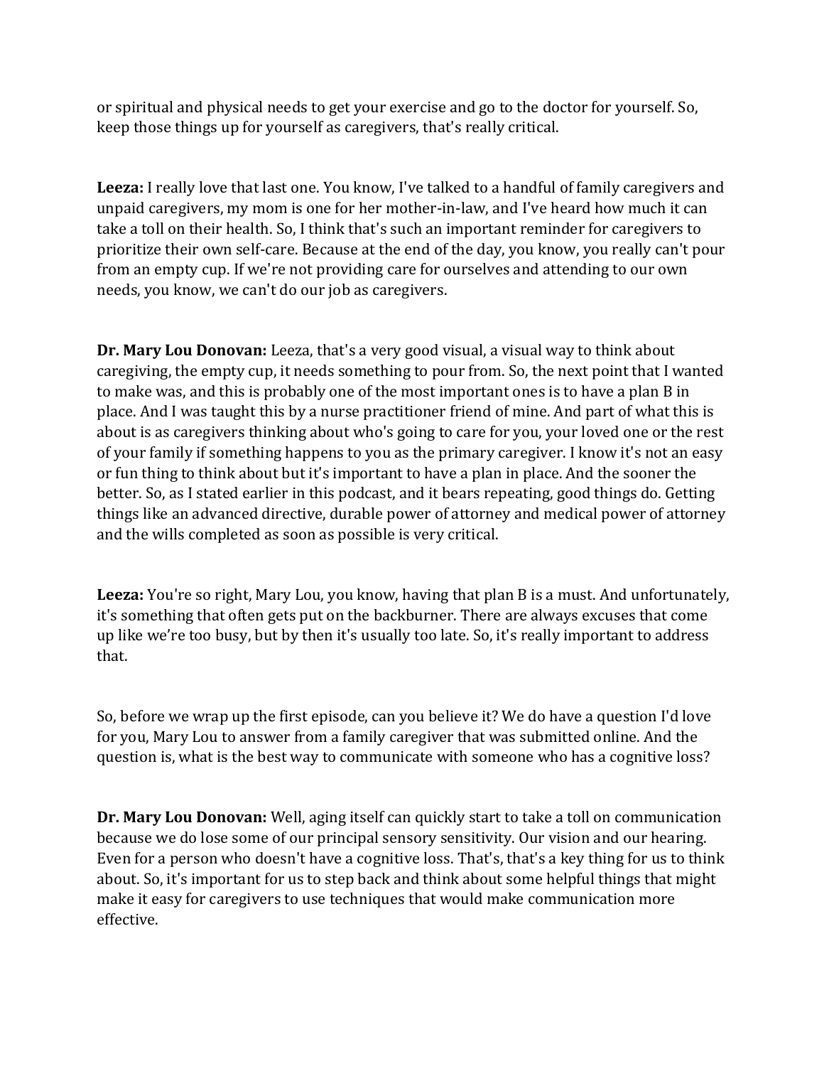or spiritual and physical needs to get your exercise and go to the doctor for yourself. So, keep those things up for yourself as caregivers, that's really critical.

**Leeza:** I really love that last one. You know, I've talked to a handful of family caregivers and unpaid caregivers, my mom is one for her mother-in-law, and I've heard how much it can take a toll on their health. So, I think that's such an important reminder for caregivers to prioritize their own self-care. Because at the end of the day, you know, you really can't pour from an empty cup. If we're not providing care for ourselves and attending to our own needs, you know, we can't do our job as caregivers.

**Dr. Mary Lou Donovan:** Leeza, that's a very good visual, a visual way to think about caregiving, the empty cup, it needs something to pour from. So, the next point that I wanted to make was, and this is probably one of the most important ones is to have a plan B in place. And I was taught this by a nurse practitioner friend of mine. And part of what this is about is as caregivers thinking about who's going to care for you, your loved one or the rest of your family if something happens to you as the primary caregiver. I know it's not an easy or fun thing to think about but it's important to have a plan in place. And the sooner the better. So, as I stated earlier in this podcast, and it bears repeating, good things do. Getting things like an advanced directive, durable power of attorney and medical power of attorney and the wills completed as soon as possible is very critical.

**Leeza:** You're so right, Mary Lou, you know, having that plan B is a must. And unfortunately, it's something that often gets put on the backburner. There are always excuses that come up like we're too busy, but by then it's usually too late. So, it's really important to address that.

So, before we wrap up the first episode, can you believe it? We do have a question I'd love for you, Mary Lou to answer from a family caregiver that was submitted online. And the question is, what is the best way to communicate with someone who has a cognitive loss?

**Dr. Mary Lou Donovan:** Well, aging itself can quickly start to take a toll on communication because we do lose some of our principal sensory sensitivity. Our vision and our hearing. Even for a person who doesn't have a cognitive loss. That's, that's a key thing for us to think about. So, it's important for us to step back and think about some helpful things that might make it easy for caregivers to use techniques that would make communication more effective.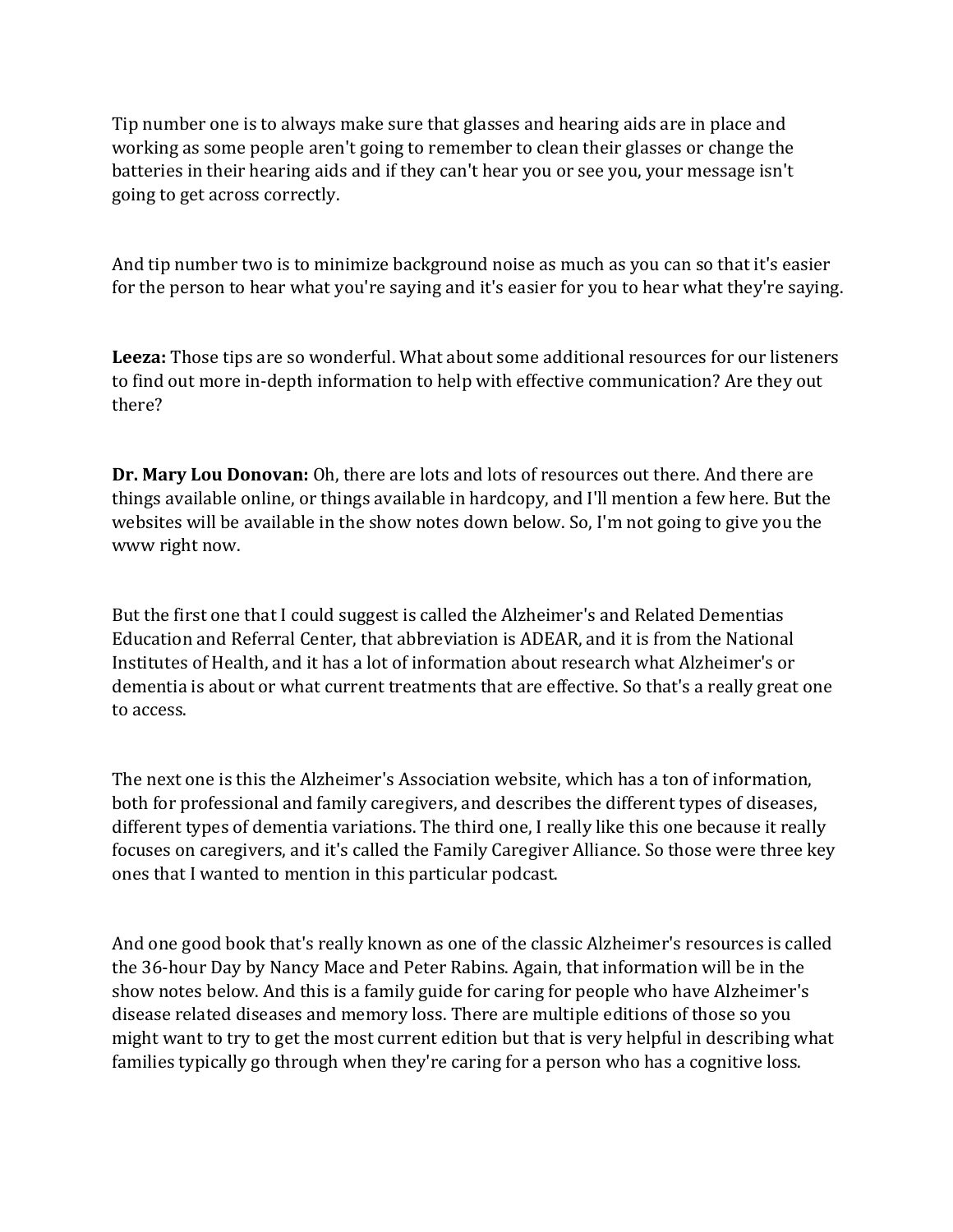Tip number one is to always make sure that glasses and hearing aids are in place and working as some people aren't going to remember to clean their glasses or change the batteries in their hearing aids and if they can't hear you or see you, your message isn't going to get across correctly.

And tip number two is to minimize background noise as much as you can so that it's easier for the person to hear what you're saying and it's easier for you to hear what they're saying.

**Leeza:** Those tips are so wonderful. What about some additional resources for our listeners to find out more in-depth information to help with effective communication? Are they out there?

**Dr. Mary Lou Donovan:** Oh, there are lots and lots of resources out there. And there are things available online, or things available in hardcopy, and I'll mention a few here. But the websites will be available in the show notes down below. So, I'm not going to give you the www right now.

But the first one that I could suggest is called the Alzheimer's and Related Dementias Education and Referral Center, that abbreviation is ADEAR, and it is from the National Institutes of Health, and it has a lot of information about research what Alzheimer's or dementia is about or what current treatments that are effective. So that's a really great one to access.

The next one is this the Alzheimer's Association website, which has a ton of information, both for professional and family caregivers, and describes the different types of diseases, different types of dementia variations. The third one, I really like this one because it really focuses on caregivers, and it's called the Family Caregiver Alliance. So those were three key ones that I wanted to mention in this particular podcast.

And one good book that's really known as one of the classic Alzheimer's resources is called the 36-hour Day by Nancy Mace and Peter Rabins. Again, that information will be in the show notes below. And this is a family guide for caring for people who have Alzheimer's disease related diseases and memory loss. There are multiple editions of those so you might want to try to get the most current edition but that is very helpful in describing what families typically go through when they're caring for a person who has a cognitive loss.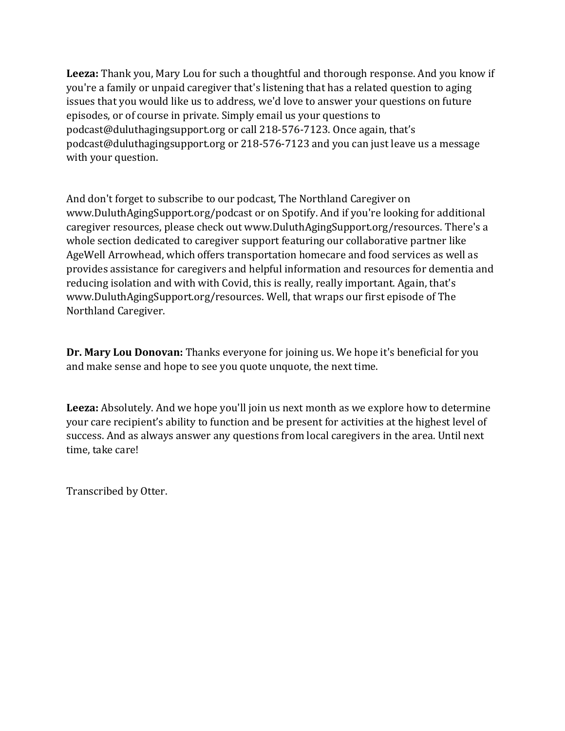**Leeza:** Thank you, Mary Lou for such a thoughtful and thorough response. And you know if you're a family or unpaid caregiver that's listening that has a related question to aging issues that you would like us to address, we'd love to answer your questions on future episodes, or of course in private. Simply email us your questions to podcast@duluthagingsupport.org or call 218-576-7123. Once again, that's podcast@duluthagingsupport.org or 218-576-7123 and you can just leave us a message with your question.

And don't forget to subscribe to our podcast, The Northland Caregiver on www.DuluthAgingSupport.org/podcast or on Spotify. And if you're looking for additional caregiver resources, please check out www.DuluthAgingSupport.org/resources. There's a whole section dedicated to caregiver support featuring our collaborative partner like AgeWell Arrowhead, which offers transportation homecare and food services as well as provides assistance for caregivers and helpful information and resources for dementia and reducing isolation and with with Covid, this is really, really important. Again, that's www.DuluthAgingSupport.org/resources. Well, that wraps our first episode of The Northland Caregiver.

**Dr. Mary Lou Donovan:** Thanks everyone for joining us. We hope it's beneficial for you and make sense and hope to see you quote unquote, the next time.

**Leeza:** Absolutely. And we hope you'll join us next month as we explore how to determine your care recipient's ability to function and be present for activities at the highest level of success. And as always answer any questions from local caregivers in the area. Until next time, take care!

Transcribed by Otter.